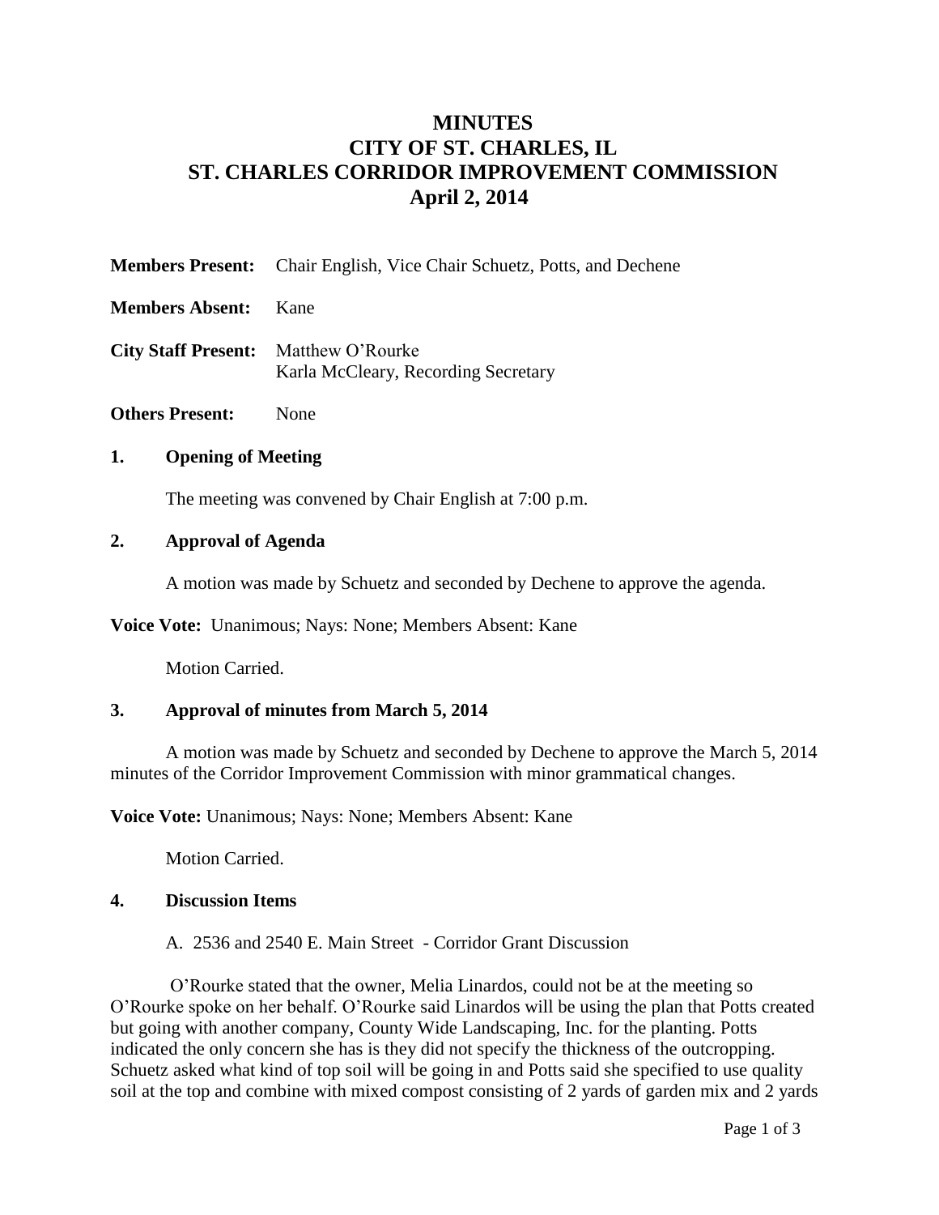# MINUTES
# CITY OF ST. CHARLES, IL
# ST. CHARLES CORRIDOR IMPROVEMENT COMMISSION
# April 2, 2014

**Members Present:** Chair English, Vice Chair Schuetz, Potts, and Dechene

**Members Absent:** Kane

**City Staff Present:** Matthew O'Rourke
Karla McCleary, Recording Secretary

**Others Present:** None

## 1. Opening of Meeting

The meeting was convened by Chair English at 7:00 p.m.

## 2. Approval of Agenda

A motion was made by Schuetz and seconded by Dechene to approve the agenda.

**Voice Vote:** Unanimous; Nays: None; Members Absent: Kane

Motion Carried.

## 3. Approval of minutes from March 5, 2014

A motion was made by Schuetz and seconded by Dechene to approve the March 5, 2014 minutes of the Corridor Improvement Commission with minor grammatical changes.

**Voice Vote:** Unanimous; Nays: None; Members Absent: Kane

Motion Carried.

## 4. Discussion Items

A. 2536 and 2540 E. Main Street - Corridor Grant Discussion

O'Rourke stated that the owner, Melia Linardos, could not be at the meeting so O'Rourke spoke on her behalf. O'Rourke said Linardos will be using the plan that Potts created but going with another company, County Wide Landscaping, Inc. for the planting. Potts indicated the only concern she has is they did not specify the thickness of the outcropping. Schuetz asked what kind of top soil will be going in and Potts said she specified to use quality soil at the top and combine with mixed compost consisting of 2 yards of garden mix and 2 yards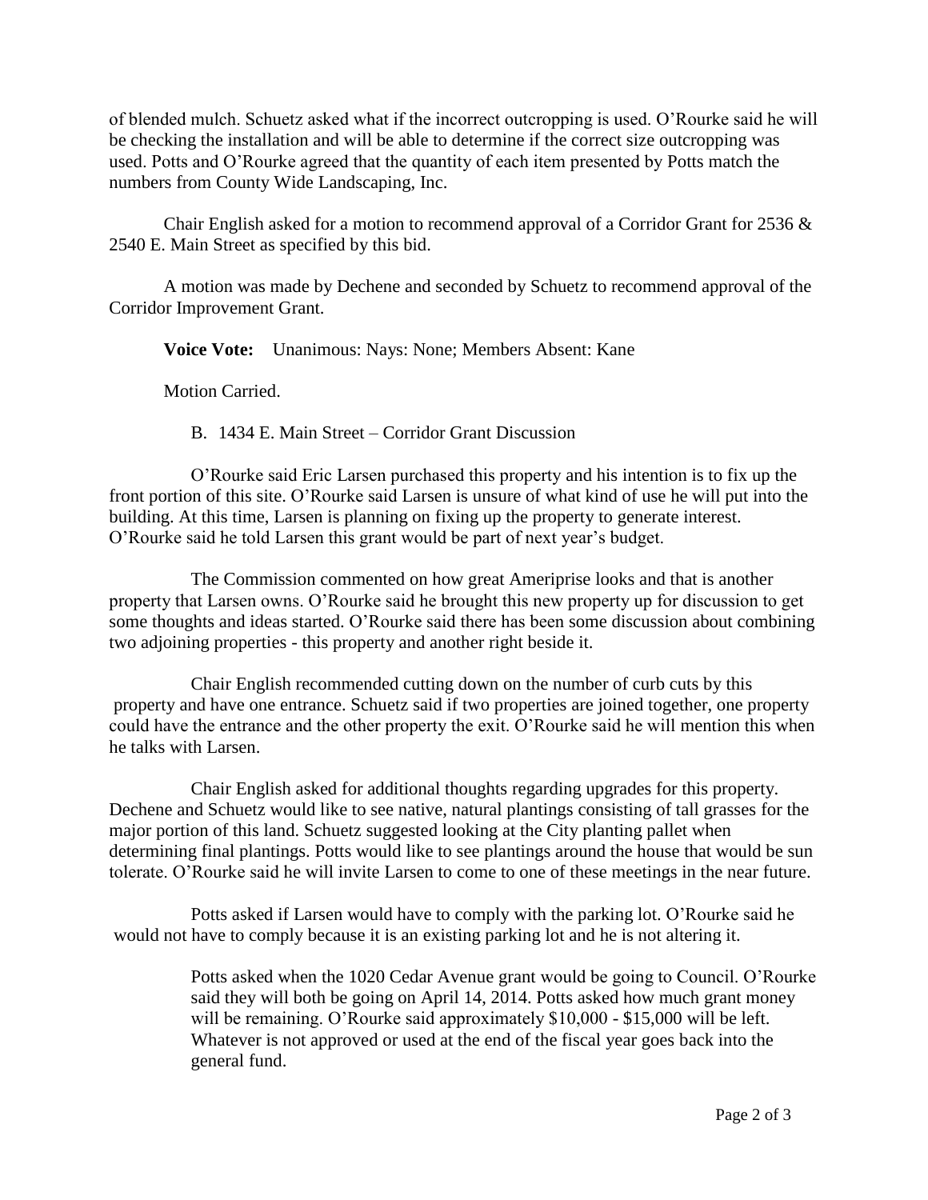of blended mulch. Schuetz asked what if the incorrect outcropping is used. O'Rourke said he will be checking the installation and will be able to determine if the correct size outcropping was used. Potts and O'Rourke agreed that the quantity of each item presented by Potts match the numbers from County Wide Landscaping, Inc.

Chair English asked for a motion to recommend approval of a Corridor Grant for 2536 & 2540 E. Main Street as specified by this bid.

A motion was made by Dechene and seconded by Schuetz to recommend approval of the Corridor Improvement Grant.

**Voice Vote:** Unanimous: Nays: None; Members Absent: Kane

Motion Carried.

B. 1434 E. Main Street – Corridor Grant Discussion

O'Rourke said Eric Larsen purchased this property and his intention is to fix up the front portion of this site. O'Rourke said Larsen is unsure of what kind of use he will put into the building. At this time, Larsen is planning on fixing up the property to generate interest. O'Rourke said he told Larsen this grant would be part of next year's budget.

The Commission commented on how great Ameriprise looks and that is another property that Larsen owns. O'Rourke said he brought this new property up for discussion to get some thoughts and ideas started. O'Rourke said there has been some discussion about combining two adjoining properties - this property and another right beside it.

Chair English recommended cutting down on the number of curb cuts by this property and have one entrance. Schuetz said if two properties are joined together, one property could have the entrance and the other property the exit. O'Rourke said he will mention this when he talks with Larsen.

Chair English asked for additional thoughts regarding upgrades for this property. Dechene and Schuetz would like to see native, natural plantings consisting of tall grasses for the major portion of this land. Schuetz suggested looking at the City planting pallet when determining final plantings. Potts would like to see plantings around the house that would be sun tolerate. O'Rourke said he will invite Larsen to come to one of these meetings in the near future.

Potts asked if Larsen would have to comply with the parking lot. O'Rourke said he would not have to comply because it is an existing parking lot and he is not altering it.

Potts asked when the 1020 Cedar Avenue grant would be going to Council. O'Rourke said they will both be going on April 14, 2014. Potts asked how much grant money will be remaining. O'Rourke said approximately $10,000 - $15,000 will be left. Whatever is not approved or used at the end of the fiscal year goes back into the general fund.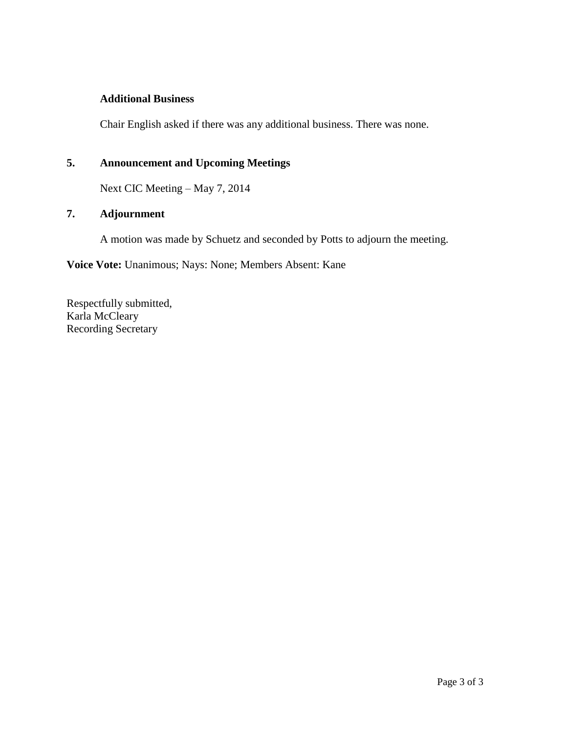### Additional Business

Chair English asked if there was any additional business. There was none.

## 5. Announcement and Upcoming Meetings

Next CIC Meeting – May 7, 2014

## 7. Adjournment

A motion was made by Schuetz and seconded by Potts to adjourn the meeting.

**Voice Vote:** Unanimous; Nays: None; Members Absent: Kane

Respectfully submitted,
Karla McCleary
Recording Secretary